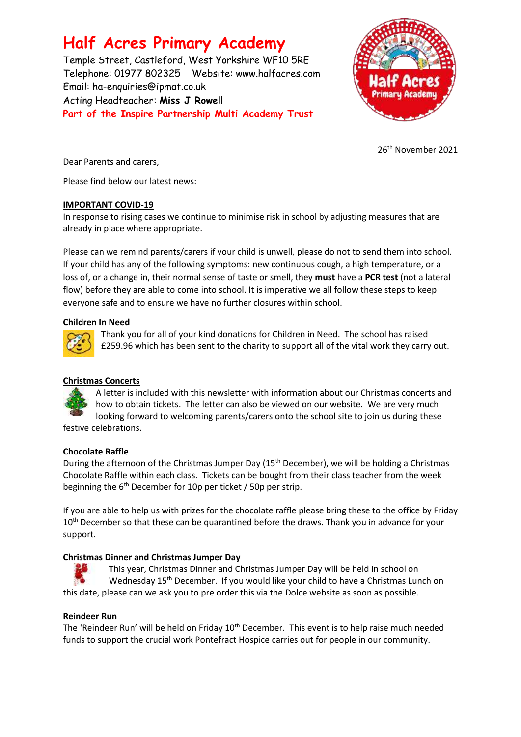# Half Acres Primary Academy

Temple Street, Castleford, West Yorkshire WF10 5RE
Telephone: 01977 802325  Website: www.halfacres.com
Email: ha-enquiries@ipmat.co.uk
Acting Headteacher: **Miss J Rowell**
**Part of the Inspire Partnership Multi Academy Trust**

26th November 2021

Dear Parents and carers,

Please find below our latest news:

**IMPORTANT COVID-19**

In response to rising cases we continue to minimise risk in school by adjusting measures that are already in place where appropriate.

Please can we remind parents/carers if your child is unwell, please do not to send them into school. If your child has any of the following symptoms: new continuous cough, a high temperature, or a loss of, or a change in, their normal sense of taste or smell, they **must** have a **PCR test** (not a lateral flow) before they are able to come into school. It is imperative we all follow these steps to keep everyone safe and to ensure we have no further closures within school.

**Children In Need**

Thank you for all of your kind donations for Children in Need. The school has raised £259.96 which has been sent to the charity to support all of the vital work they carry out.

**Christmas Concerts**

A letter is included with this newsletter with information about our Christmas concerts and how to obtain tickets. The letter can also be viewed on our website. We are very much looking forward to welcoming parents/carers onto the school site to join us during these festive celebrations.

**Chocolate Raffle**

During the afternoon of the Christmas Jumper Day (15th December), we will be holding a Christmas Chocolate Raffle within each class. Tickets can be bought from their class teacher from the week beginning the 6th December for 10p per ticket / 50p per strip.

If you are able to help us with prizes for the chocolate raffle please bring these to the office by Friday 10th December so that these can be quarantined before the draws. Thank you in advance for your support.

**Christmas Dinner and Christmas Jumper Day**

This year, Christmas Dinner and Christmas Jumper Day will be held in school on Wednesday 15th December. If you would like your child to have a Christmas Lunch on this date, please can we ask you to pre order this via the Dolce website as soon as possible.

**Reindeer Run**

The 'Reindeer Run' will be held on Friday 10th December. This event is to help raise much needed funds to support the crucial work Pontefract Hospice carries out for people in our community.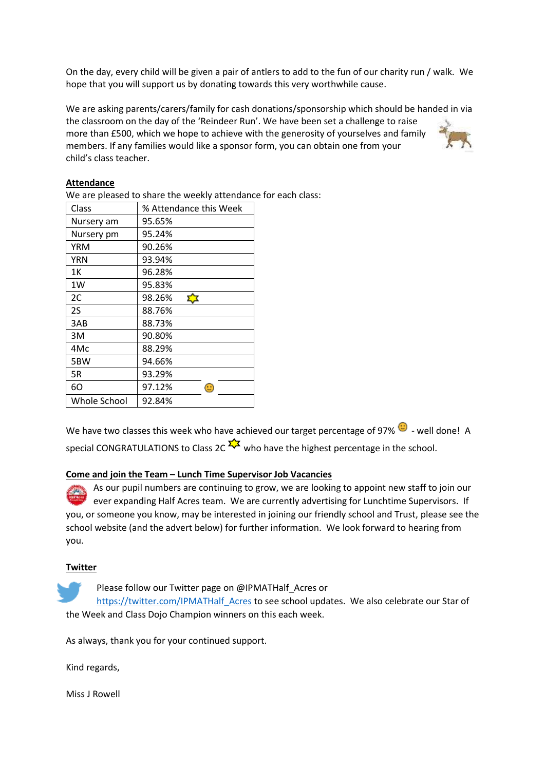On the day, every child will be given a pair of antlers to add to the fun of our charity run / walk. We hope that you will support us by donating towards this very worthwhile cause.

We are asking parents/carers/family for cash donations/sponsorship which should be handed in via the classroom on the day of the 'Reindeer Run'. We have been set a challenge to raise more than £500, which we hope to achieve with the generosity of yourselves and family members. If any families would like a sponsor form, you can obtain one from your child's class teacher.

**Attendance**

We are pleased to share the weekly attendance for each class:

| Class | % Attendance this Week |
|---|---|
| Nursery am | 95.65% |
| Nursery pm | 95.24% |
| YRM | 90.26% |
| YRN | 93.94% |
| 1K | 96.28% |
| 1W | 95.83% |
| 2C | 98.26% |
| 2S | 88.76% |
| 3AB | 88.73% |
| 3M | 90.80% |
| 4Mc | 88.29% |
| 5BW | 94.66% |
| 5R | 93.29% |
| 6O | 97.12% |
| Whole School | 92.84% |

We have two classes this week who have achieved our target percentage of 97% - well done! A special CONGRATULATIONS to Class 2C who have the highest percentage in the school.

**Come and join the Team – Lunch Time Supervisor Job Vacancies**

As our pupil numbers are continuing to grow, we are looking to appoint new staff to join our ever expanding Half Acres team. We are currently advertising for Lunchtime Supervisors. If you, or someone you know, may be interested in joining our friendly school and Trust, please see the school website (and the advert below) for further information. We look forward to hearing from you.

**Twitter**

Please follow our Twitter page on @IPMATHalf_Acres or https://twitter.com/IPMATHalf_Acres to see school updates. We also celebrate our Star of the Week and Class Dojo Champion winners on this each week.

As always, thank you for your continued support.

Kind regards,

Miss J Rowell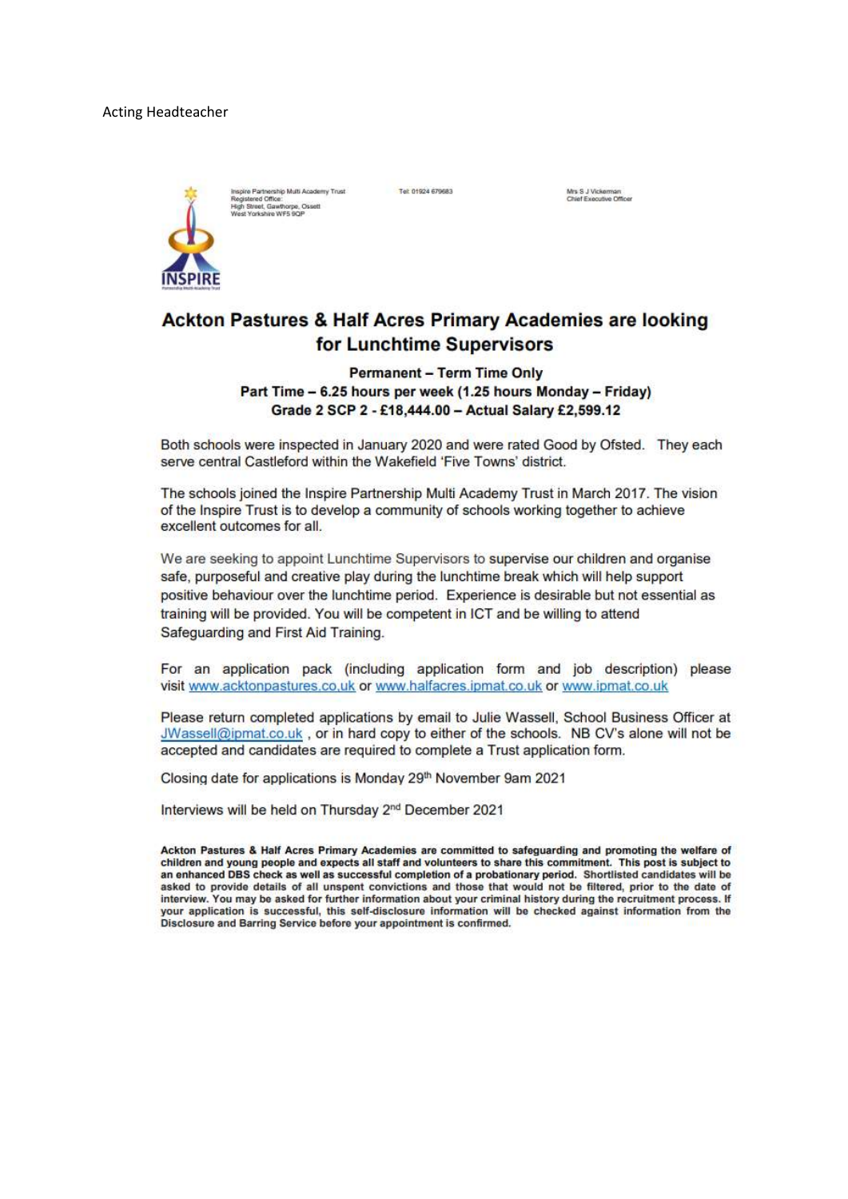Acting Headteacher

INSPIRE

Inspire Partnership Multi Academy Trust
Registered Office:
High Street, Gawthorpe, Ossett
West Yorkshire WF5 9QP

Tel: 01924 679683

Mrs S J Vickerman
Chief Executive Officer

## Ackton Pastures & Half Acres Primary Academies are looking for Lunchtime Supervisors

**Permanent – Term Time Only**
**Part Time – 6.25 hours per week (1.25 hours Monday – Friday)**
**Grade 2 SCP 2 - £18,444.00 – Actual Salary £2,599.12**

Both schools were inspected in January 2020 and were rated Good by Ofsted. They each serve central Castleford within the Wakefield 'Five Towns' district.

The schools joined the Inspire Partnership Multi Academy Trust in March 2017. The vision of the Inspire Trust is to develop a community of schools working together to achieve excellent outcomes for all.

We are seeking to appoint Lunchtime Supervisors to supervise our children and organise safe, purposeful and creative play during the lunchtime break which will help support positive behaviour over the lunchtime period. Experience is desirable but not essential as training will be provided. You will be competent in ICT and be willing to attend Safeguarding and First Aid Training.

For an application pack (including application form and job description) please visit www.acktonpastures.co.uk or www.halfacres.ipmat.co.uk or www.ipmat.co.uk

Please return completed applications by email to Julie Wassell, School Business Officer at JWassell@ipmat.co.uk , or in hard copy to either of the schools. NB CV's alone will not be accepted and candidates are required to complete a Trust application form.

Closing date for applications is Monday 29th November 9am 2021

Interviews will be held on Thursday 2nd December 2021

**Ackton Pastures & Half Acres Primary Academies are committed to safeguarding and promoting the welfare of children and young people and expects all staff and volunteers to share this commitment. This post is subject to an enhanced DBS check as well as successful completion of a probationary period. Shortlisted candidates will be asked to provide details of all unspent convictions and those that would not be filtered, prior to the date of interview. You may be asked for further information about your criminal history during the recruitment process. If your application is successful, this self-disclosure information will be checked against information from the Disclosure and Barring Service before your appointment is confirmed.**